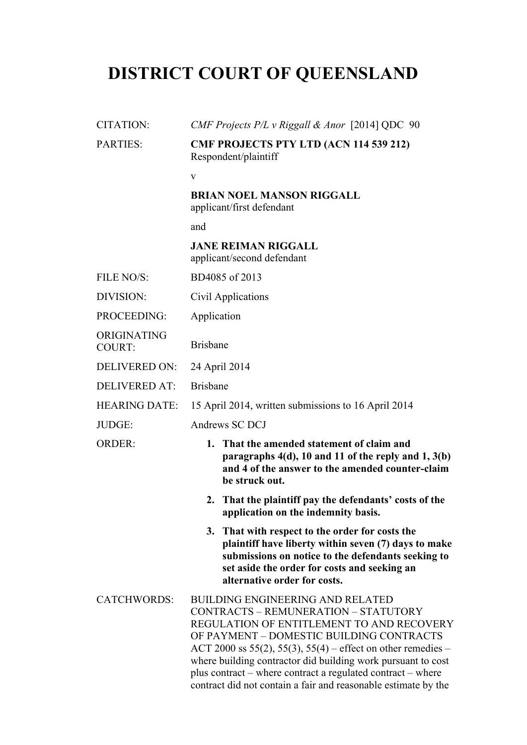# DISTRICT COURT OF QUEENSLAND

| | |
|---|---|
| CITATION: | *CMF Projects P/L v Riggall & Anor* [2014] QDC 90 |
| PARTIES: | **CMF PROJECTS PTY LTD (ACN 114 539 212)**<br>Respondent/plaintiff<br><br>v<br><br>**BRIAN NOEL MANSON RIGGALL**<br>applicant/first defendant<br><br>and<br><br>**JANE REIMAN RIGGALL**<br>applicant/second defendant |
| FILE NO/S: | BD4085 of 2013 |
| DIVISION: | Civil Applications |
| PROCEEDING: | Application |
| ORIGINATING COURT: | Brisbane |
| DELIVERED ON: | 24 April 2014 |
| DELIVERED AT: | Brisbane |
| HEARING DATE: | 15 April 2014, written submissions to 16 April 2014 |
| JUDGE: | Andrews SC DCJ |
| ORDER: | **1. That the amended statement of claim and paragraphs 4(d), 10 and 11 of the reply and 1, 3(b) and 4 of the answer to the amended counter-claim be struck out.**<br><br>**2. That the plaintiff pay the defendants' costs of the application on the indemnity basis.**<br><br>**3. That with respect to the order for costs the plaintiff have liberty within seven (7) days to make submissions on notice to the defendants seeking to set aside the order for costs and seeking an alternative order for costs.** |
| CATCHWORDS: | BUILDING ENGINEERING AND RELATED CONTRACTS – REMUNERATION – STATUTORY REGULATION OF ENTITLEMENT TO AND RECOVERY OF PAYMENT – DOMESTIC BUILDING CONTRACTS ACT 2000 ss 55(2), 55(3), 55(4) – effect on other remedies – where building contractor did building work pursuant to cost plus contract – where contract a regulated contract – where contract did not contain a fair and reasonable estimate by the |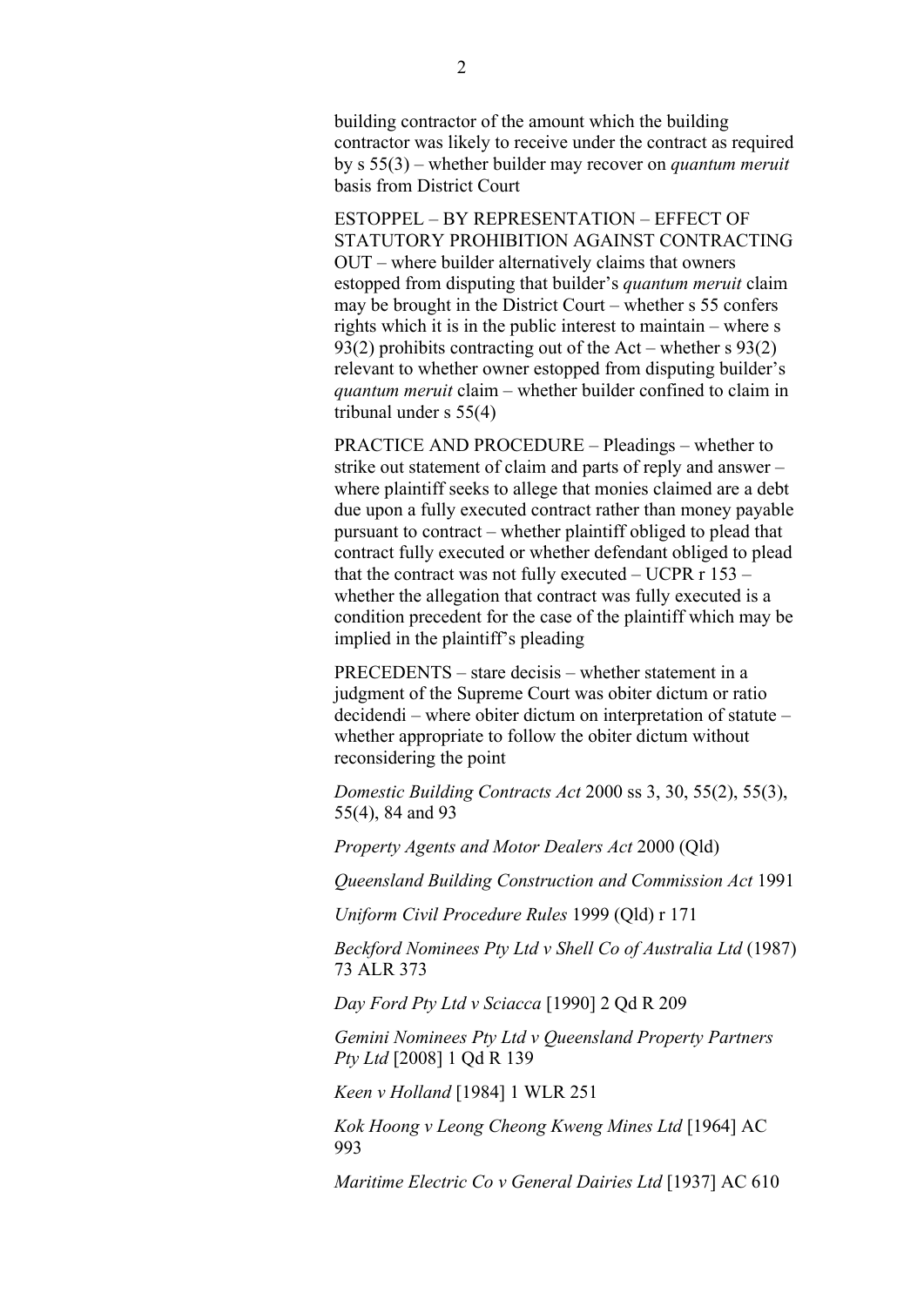building contractor of the amount which the building contractor was likely to receive under the contract as required by s 55(3) – whether builder may recover on *quantum meruit* basis from District Court

ESTOPPEL – BY REPRESENTATION – EFFECT OF STATUTORY PROHIBITION AGAINST CONTRACTING OUT – where builder alternatively claims that owners estopped from disputing that builder's *quantum meruit* claim may be brought in the District Court – whether s 55 confers rights which it is in the public interest to maintain – where s 93(2) prohibits contracting out of the Act – whether s 93(2) relevant to whether owner estopped from disputing builder's *quantum meruit* claim – whether builder confined to claim in tribunal under s 55(4)

PRACTICE AND PROCEDURE – Pleadings – whether to strike out statement of claim and parts of reply and answer – where plaintiff seeks to allege that monies claimed are a debt due upon a fully executed contract rather than money payable pursuant to contract – whether plaintiff obliged to plead that contract fully executed or whether defendant obliged to plead that the contract was not fully executed – UCPR r 153 – whether the allegation that contract was fully executed is a condition precedent for the case of the plaintiff which may be implied in the plaintiff's pleading

PRECEDENTS – stare decisis – whether statement in a judgment of the Supreme Court was obiter dictum or ratio decidendi – where obiter dictum on interpretation of statute – whether appropriate to follow the obiter dictum without reconsidering the point

*Domestic Building Contracts Act* 2000 ss 3, 30, 55(2), 55(3), 55(4), 84 and 93

*Property Agents and Motor Dealers Act* 2000 (Qld)

*Queensland Building Construction and Commission Act* 1991

*Uniform Civil Procedure Rules* 1999 (Qld) r 171

*Beckford Nominees Pty Ltd v Shell Co of Australia Ltd* (1987) 73 ALR 373

*Day Ford Pty Ltd v Sciacca* [1990] 2 Qd R 209

*Gemini Nominees Pty Ltd v Queensland Property Partners Pty Ltd* [2008] 1 Qd R 139

*Keen v Holland* [1984] 1 WLR 251

*Kok Hoong v Leong Cheong Kweng Mines Ltd* [1964] AC 993

*Maritime Electric Co v General Dairies Ltd* [1937] AC 610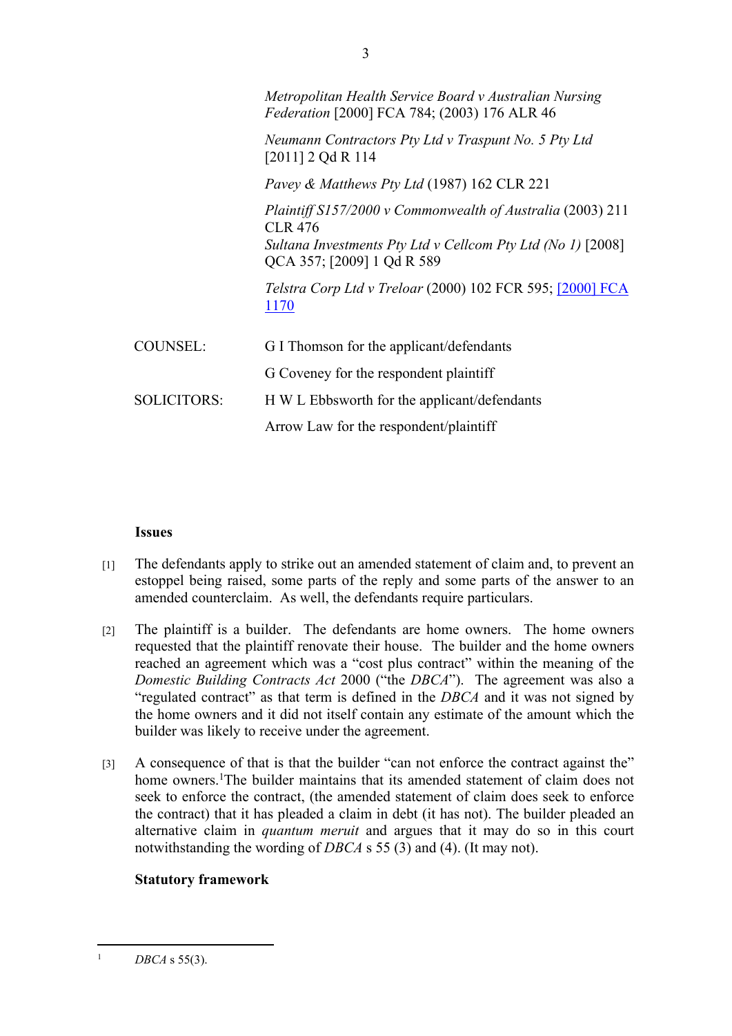*Metropolitan Health Service Board v Australian Nursing Federation* [2000] FCA 784; (2003) 176 ALR 46

*Neumann Contractors Pty Ltd v Traspunt No. 5 Pty Ltd* [2011] 2 Qd R 114

*Pavey & Matthews Pty Ltd* (1987) 162 CLR 221

*Plaintiff S157/2000 v Commonwealth of Australia* (2003) 211 CLR 476

*Sultana Investments Pty Ltd v Cellcom Pty Ltd (No 1)* [2008] QCA 357; [2009] 1 Qd R 589

*Telstra Corp Ltd v Treloar* (2000) 102 FCR 595; [2000] FCA 1170

| | |
|---|---|
| COUNSEL: | G I Thomson for the applicant/defendants |
| | G Coveney for the respondent plaintiff |
| SOLICITORS: | H W L Ebbsworth for the applicant/defendants |
| | Arrow Law for the respondent/plaintiff |

**Issues**

[1] The defendants apply to strike out an amended statement of claim and, to prevent an estoppel being raised, some parts of the reply and some parts of the answer to an amended counterclaim. As well, the defendants require particulars.

[2] The plaintiff is a builder. The defendants are home owners. The home owners requested that the plaintiff renovate their house. The builder and the home owners reached an agreement which was a "cost plus contract" within the meaning of the *Domestic Building Contracts Act* 2000 ("the *DBCA*"). The agreement was also a "regulated contract" as that term is defined in the *DBCA* and it was not signed by the home owners and it did not itself contain any estimate of the amount which the builder was likely to receive under the agreement.

[3] A consequence of that is that the builder "can not enforce the contract against the" home owners.[1] The builder maintains that its amended statement of claim does not seek to enforce the contract, (the amended statement of claim does seek to enforce the contract) that it has pleaded a claim in debt (it has not). The builder pleaded an alternative claim in *quantum meruit* and argues that it may do so in this court notwithstanding the wording of *DBCA* s 55 (3) and (4). (It may not).

**Statutory framework**

[1] *DBCA* s 55(3).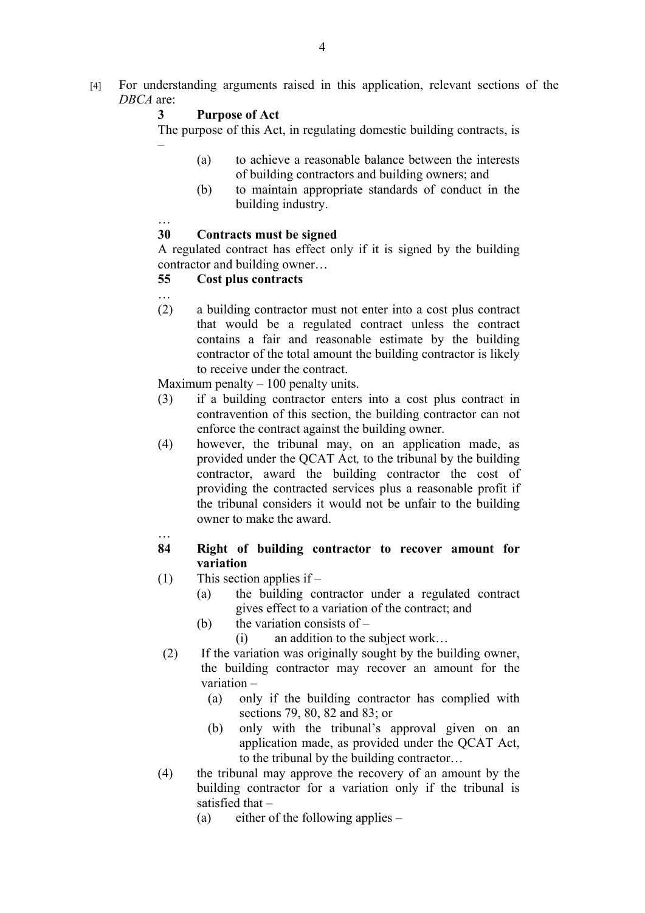[4] For understanding arguments raised in this application, relevant sections of the *DBCA* are:

> **3 Purpose of Act**
>
> The purpose of this Act, in regulating domestic building contracts, is –
>
> (a) to achieve a reasonable balance between the interests of building contractors and building owners; and
>
> (b) to maintain appropriate standards of conduct in the building industry.
>
> …
>
> **30 Contracts must be signed**
>
> A regulated contract has effect only if it is signed by the building contractor and building owner…
>
> **55 Cost plus contracts**
>
> …
>
> (2) a building contractor must not enter into a cost plus contract that would be a regulated contract unless the contract contains a fair and reasonable estimate by the building contractor of the total amount the building contractor is likely to receive under the contract.
>
> Maximum penalty – 100 penalty units.
>
> (3) if a building contractor enters into a cost plus contract in contravention of this section, the building contractor can not enforce the contract against the building owner.
>
> (4) however, the tribunal may, on an application made, as provided under the QCAT Act*,* to the tribunal by the building contractor, award the building contractor the cost of providing the contracted services plus a reasonable profit if the tribunal considers it would not be unfair to the building owner to make the award.
>
> …
>
> **84 Right of building contractor to recover amount for variation**
>
> (1) This section applies if –
>
> (a) the building contractor under a regulated contract gives effect to a variation of the contract; and
>
> (b) the variation consists of –
>
> (i) an addition to the subject work…
>
> (2) If the variation was originally sought by the building owner, the building contractor may recover an amount for the variation –
>
> (a) only if the building contractor has complied with sections 79, 80, 82 and 83; or
>
> (b) only with the tribunal's approval given on an application made, as provided under the QCAT Act, to the tribunal by the building contractor…
>
> (4) the tribunal may approve the recovery of an amount by the building contractor for a variation only if the tribunal is satisfied that –
>
> (a) either of the following applies –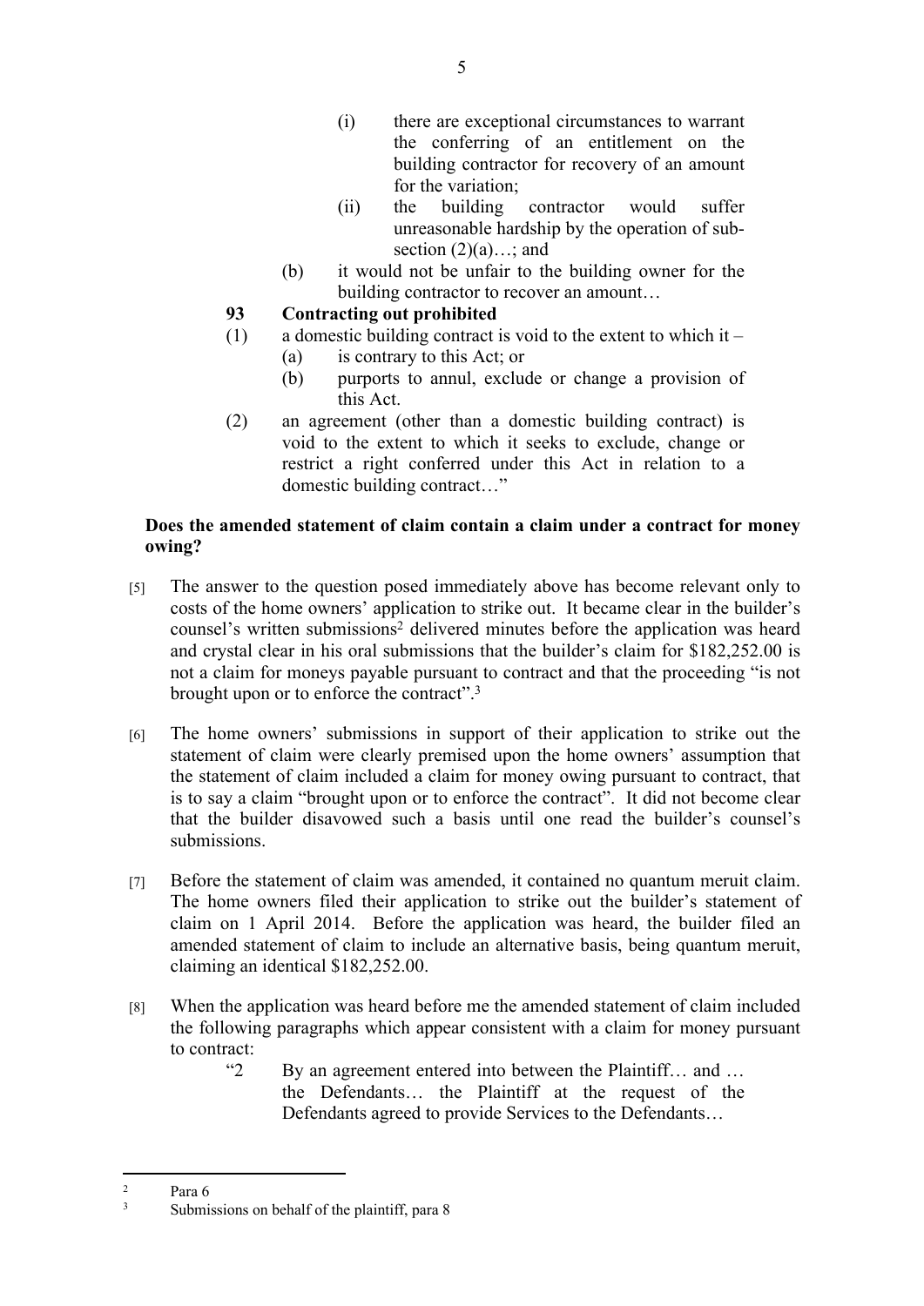(i) there are exceptional circumstances to warrant the conferring of an entitlement on the building contractor for recovery of an amount for the variation;

(ii) the building contractor would suffer unreasonable hardship by the operation of sub-section (2)(a)…; and

(b) it would not be unfair to the building owner for the building contractor to recover an amount…

**93 Contracting out prohibited**

(1) a domestic building contract is void to the extent to which it –

(a) is contrary to this Act; or

(b) purports to annul, exclude or change a provision of this Act.

(2) an agreement (other than a domestic building contract) is void to the extent to which it seeks to exclude, change or restrict a right conferred under this Act in relation to a domestic building contract…"

**Does the amended statement of claim contain a claim under a contract for money owing?**

[5] The answer to the question posed immediately above has become relevant only to costs of the home owners' application to strike out. It became clear in the builder's counsel's written submissions[2] delivered minutes before the application was heard and crystal clear in his oral submissions that the builder's claim for $182,252.00 is not a claim for moneys payable pursuant to contract and that the proceeding "is not brought upon or to enforce the contract".[3]

[6] The home owners' submissions in support of their application to strike out the statement of claim were clearly premised upon the home owners' assumption that the statement of claim included a claim for money owing pursuant to contract, that is to say a claim "brought upon or to enforce the contract". It did not become clear that the builder disavowed such a basis until one read the builder's counsel's submissions.

[7] Before the statement of claim was amended, it contained no quantum meruit claim. The home owners filed their application to strike out the builder's statement of claim on 1 April 2014. Before the application was heard, the builder filed an amended statement of claim to include an alternative basis, being quantum meruit, claiming an identical $182,252.00.

[8] When the application was heard before me the amended statement of claim included the following paragraphs which appear consistent with a claim for money pursuant to contract:

"2 By an agreement entered into between the Plaintiff… and … the Defendants… the Plaintiff at the request of the Defendants agreed to provide Services to the Defendants…

---

[2] Para 6

[3] Submissions on behalf of the plaintiff, para 8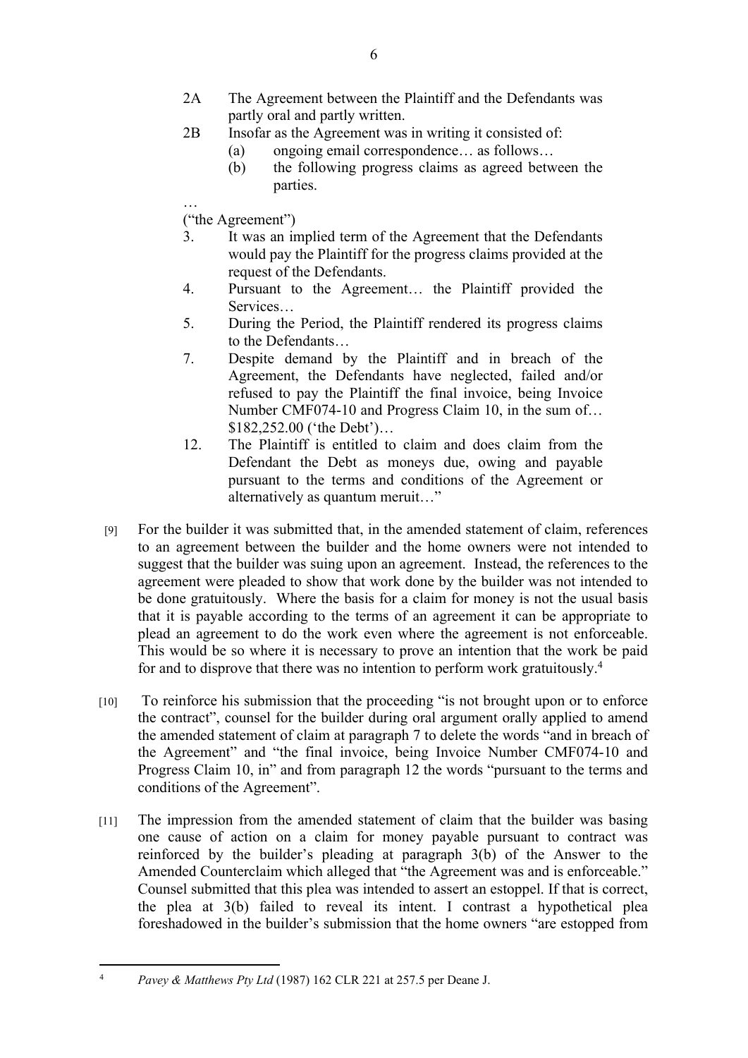2A The Agreement between the Plaintiff and the Defendants was partly oral and partly written.

2B Insofar as the Agreement was in writing it consisted of:

   (a) ongoing email correspondence… as follows…

   (b) the following progress claims as agreed between the parties.

…

("the Agreement")

3. It was an implied term of the Agreement that the Defendants would pay the Plaintiff for the progress claims provided at the request of the Defendants.

4. Pursuant to the Agreement… the Plaintiff provided the Services…

5. During the Period, the Plaintiff rendered its progress claims to the Defendants…

7. Despite demand by the Plaintiff and in breach of the Agreement, the Defendants have neglected, failed and/or refused to pay the Plaintiff the final invoice, being Invoice Number CMF074-10 and Progress Claim 10, in the sum of… $182,252.00 ('the Debt')…

12. The Plaintiff is entitled to claim and does claim from the Defendant the Debt as moneys due, owing and payable pursuant to the terms and conditions of the Agreement or alternatively as quantum meruit…"

[9] For the builder it was submitted that, in the amended statement of claim, references to an agreement between the builder and the home owners were not intended to suggest that the builder was suing upon an agreement. Instead, the references to the agreement were pleaded to show that work done by the builder was not intended to be done gratuitously. Where the basis for a claim for money is not the usual basis that it is payable according to the terms of an agreement it can be appropriate to plead an agreement to do the work even where the agreement is not enforceable. This would be so where it is necessary to prove an intention that the work be paid for and to disprove that there was no intention to perform work gratuitously.[4]

[10] To reinforce his submission that the proceeding "is not brought upon or to enforce the contract", counsel for the builder during oral argument orally applied to amend the amended statement of claim at paragraph 7 to delete the words "and in breach of the Agreement" and "the final invoice, being Invoice Number CMF074-10 and Progress Claim 10, in" and from paragraph 12 the words "pursuant to the terms and conditions of the Agreement".

[11] The impression from the amended statement of claim that the builder was basing one cause of action on a claim for money payable pursuant to contract was reinforced by the builder's pleading at paragraph 3(b) of the Answer to the Amended Counterclaim which alleged that "the Agreement was and is enforceable." Counsel submitted that this plea was intended to assert an estoppel. If that is correct, the plea at 3(b) failed to reveal its intent. I contrast a hypothetical plea foreshadowed in the builder's submission that the home owners "are estopped from

---

[4] *Pavey & Matthews Pty Ltd* (1987) 162 CLR 221 at 257.5 per Deane J.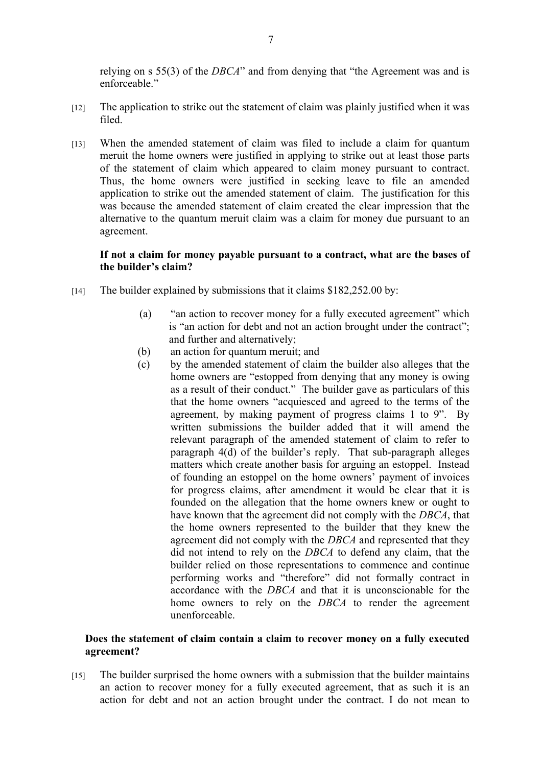relying on s 55(3) of the *DBCA*" and from denying that "the Agreement was and is enforceable."

[12] The application to strike out the statement of claim was plainly justified when it was filed.

[13] When the amended statement of claim was filed to include a claim for quantum meruit the home owners were justified in applying to strike out at least those parts of the statement of claim which appeared to claim money pursuant to contract. Thus, the home owners were justified in seeking leave to file an amended application to strike out the amended statement of claim. The justification for this was because the amended statement of claim created the clear impression that the alternative to the quantum meruit claim was a claim for money due pursuant to an agreement.

**If not a claim for money payable pursuant to a contract, what are the bases of the builder's claim?**

[14] The builder explained by submissions that it claims $182,252.00 by:

(a) "an action to recover money for a fully executed agreement" which is "an action for debt and not an action brought under the contract"; and further and alternatively;

(b) an action for quantum meruit; and

(c) by the amended statement of claim the builder also alleges that the home owners are "estopped from denying that any money is owing as a result of their conduct." The builder gave as particulars of this that the home owners "acquiesced and agreed to the terms of the agreement, by making payment of progress claims 1 to 9". By written submissions the builder added that it will amend the relevant paragraph of the amended statement of claim to refer to paragraph 4(d) of the builder's reply. That sub-paragraph alleges matters which create another basis for arguing an estoppel. Instead of founding an estoppel on the home owners' payment of invoices for progress claims, after amendment it would be clear that it is founded on the allegation that the home owners knew or ought to have known that the agreement did not comply with the *DBCA*, that the home owners represented to the builder that they knew the agreement did not comply with the *DBCA* and represented that they did not intend to rely on the *DBCA* to defend any claim, that the builder relied on those representations to commence and continue performing works and "therefore" did not formally contract in accordance with the *DBCA* and that it is unconscionable for the home owners to rely on the *DBCA* to render the agreement unenforceable.

**Does the statement of claim contain a claim to recover money on a fully executed agreement?**

[15] The builder surprised the home owners with a submission that the builder maintains an action to recover money for a fully executed agreement, that as such it is an action for debt and not an action brought under the contract. I do not mean to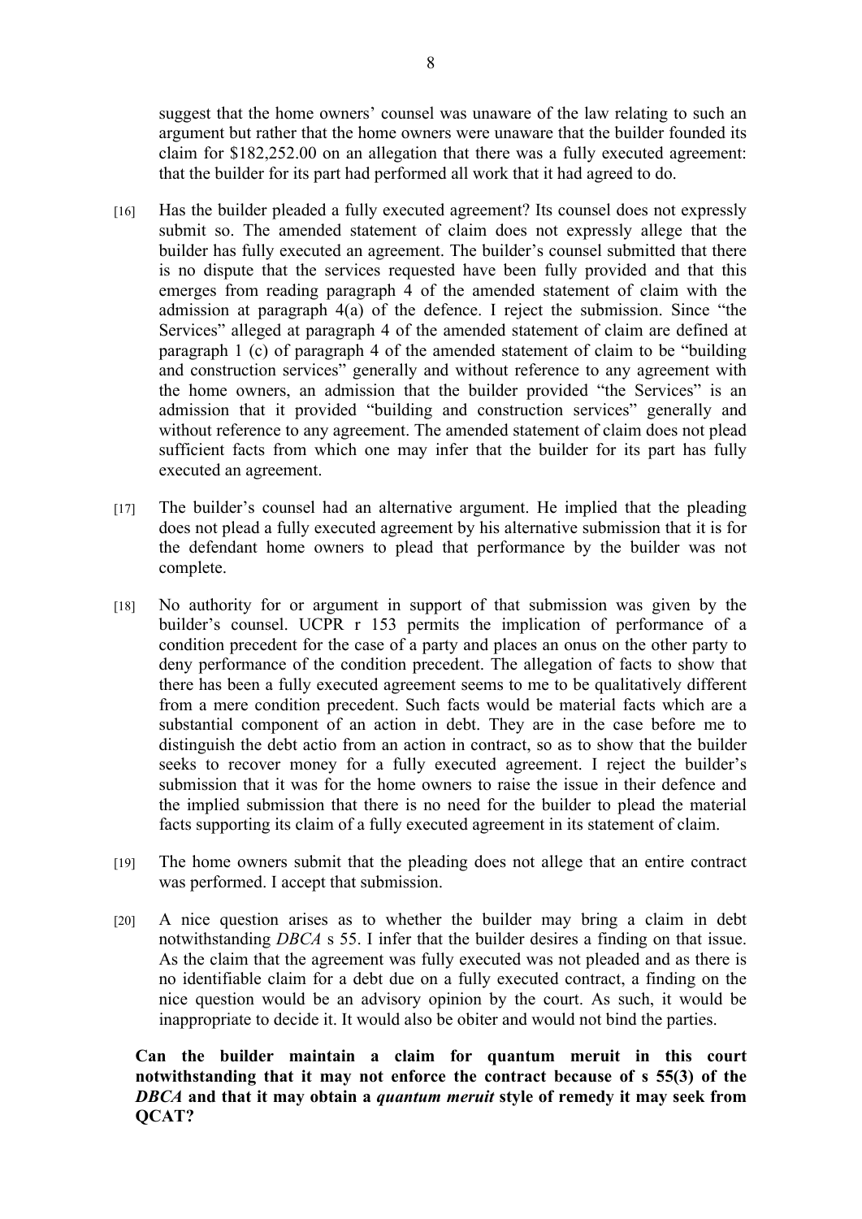suggest that the home owners' counsel was unaware of the law relating to such an argument but rather that the home owners were unaware that the builder founded its claim for $182,252.00 on an allegation that there was a fully executed agreement: that the builder for its part had performed all work that it had agreed to do.

[16] Has the builder pleaded a fully executed agreement? Its counsel does not expressly submit so. The amended statement of claim does not expressly allege that the builder has fully executed an agreement. The builder's counsel submitted that there is no dispute that the services requested have been fully provided and that this emerges from reading paragraph 4 of the amended statement of claim with the admission at paragraph 4(a) of the defence. I reject the submission. Since "the Services" alleged at paragraph 4 of the amended statement of claim are defined at paragraph 1 (c) of paragraph 4 of the amended statement of claim to be "building and construction services" generally and without reference to any agreement with the home owners, an admission that the builder provided "the Services" is an admission that it provided "building and construction services" generally and without reference to any agreement. The amended statement of claim does not plead sufficient facts from which one may infer that the builder for its part has fully executed an agreement.

[17] The builder's counsel had an alternative argument. He implied that the pleading does not plead a fully executed agreement by his alternative submission that it is for the defendant home owners to plead that performance by the builder was not complete.

[18] No authority for or argument in support of that submission was given by the builder's counsel. UCPR r 153 permits the implication of performance of a condition precedent for the case of a party and places an onus on the other party to deny performance of the condition precedent. The allegation of facts to show that there has been a fully executed agreement seems to me to be qualitatively different from a mere condition precedent. Such facts would be material facts which are a substantial component of an action in debt. They are in the case before me to distinguish the debt actio from an action in contract, so as to show that the builder seeks to recover money for a fully executed agreement. I reject the builder's submission that it was for the home owners to raise the issue in their defence and the implied submission that there is no need for the builder to plead the material facts supporting its claim of a fully executed agreement in its statement of claim.

[19] The home owners submit that the pleading does not allege that an entire contract was performed. I accept that submission.

[20] A nice question arises as to whether the builder may bring a claim in debt notwithstanding *DBCA* s 55. I infer that the builder desires a finding on that issue. As the claim that the agreement was fully executed was not pleaded and as there is no identifiable claim for a debt due on a fully executed contract, a finding on the nice question would be an advisory opinion by the court. As such, it would be inappropriate to decide it. It would also be obiter and would not bind the parties.

**Can the builder maintain a claim for quantum meruit in this court notwithstanding that it may not enforce the contract because of s 55(3) of the *DBCA* and that it may obtain a *quantum meruit* style of remedy it may seek from QCAT?**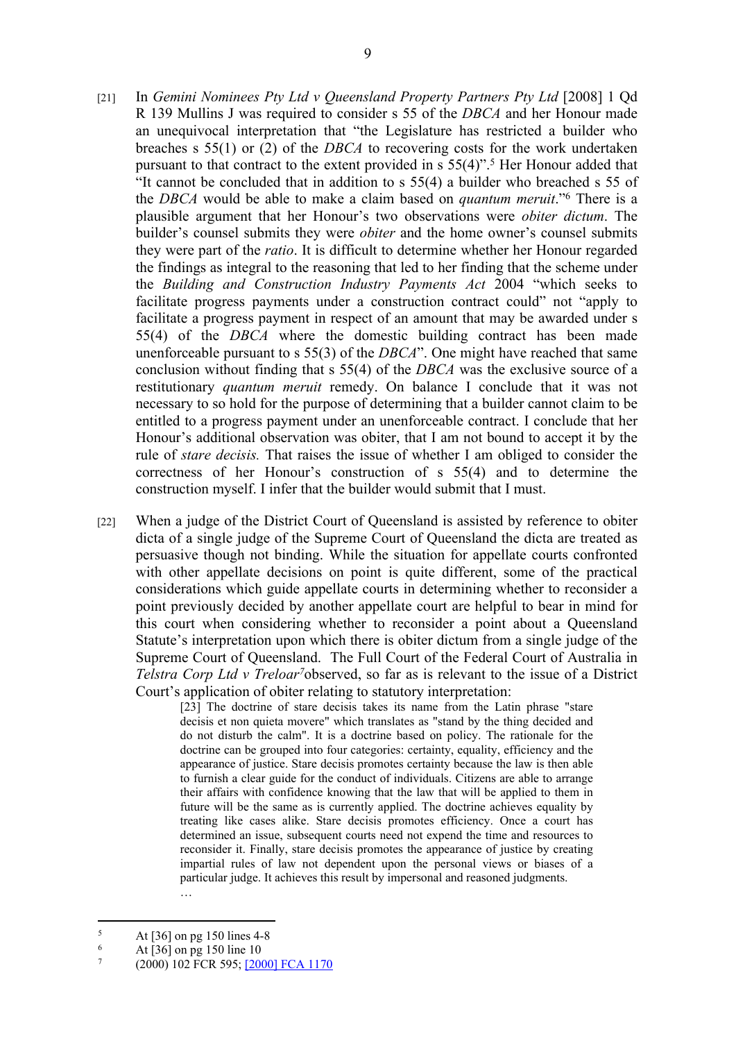[21] In *Gemini Nominees Pty Ltd v Queensland Property Partners Pty Ltd* [2008] 1 Qd R 139 Mullins J was required to consider s 55 of the *DBCA* and her Honour made an unequivocal interpretation that "the Legislature has restricted a builder who breaches s 55(1) or (2) of the *DBCA* to recovering costs for the work undertaken pursuant to that contract to the extent provided in s 55(4)".[5] Her Honour added that "It cannot be concluded that in addition to s 55(4) a builder who breached s 55 of the *DBCA* would be able to make a claim based on *quantum meruit*."[6] There is a plausible argument that her Honour's two observations were *obiter dictum*. The builder's counsel submits they were *obiter* and the home owner's counsel submits they were part of the *ratio*. It is difficult to determine whether her Honour regarded the findings as integral to the reasoning that led to her finding that the scheme under the *Building and Construction Industry Payments Act* 2004 "which seeks to facilitate progress payments under a construction contract could" not "apply to facilitate a progress payment in respect of an amount that may be awarded under s 55(4) of the *DBCA* where the domestic building contract has been made unenforceable pursuant to s 55(3) of the *DBCA*". One might have reached that same conclusion without finding that s 55(4) of the *DBCA* was the exclusive source of a restitutionary *quantum meruit* remedy. On balance I conclude that it was not necessary to so hold for the purpose of determining that a builder cannot claim to be entitled to a progress payment under an unenforceable contract. I conclude that her Honour's additional observation was obiter, that I am not bound to accept it by the rule of *stare decisis.* That raises the issue of whether I am obliged to consider the correctness of her Honour's construction of s 55(4) and to determine the construction myself. I infer that the builder would submit that I must.

[22] When a judge of the District Court of Queensland is assisted by reference to obiter dicta of a single judge of the Supreme Court of Queensland the dicta are treated as persuasive though not binding. While the situation for appellate courts confronted with other appellate decisions on point is quite different, some of the practical considerations which guide appellate courts in determining whether to reconsider a point previously decided by another appellate court are helpful to bear in mind for this court when considering whether to reconsider a point about a Queensland Statute's interpretation upon which there is obiter dictum from a single judge of the Supreme Court of Queensland. The Full Court of the Federal Court of Australia in *Telstra Corp Ltd v Treloar*[7] observed, so far as is relevant to the issue of a District Court's application of obiter relating to statutory interpretation:

> [23] The doctrine of stare decisis takes its name from the Latin phrase "stare decisis et non quieta movere" which translates as "stand by the thing decided and do not disturb the calm". It is a doctrine based on policy. The rationale for the doctrine can be grouped into four categories: certainty, equality, efficiency and the appearance of justice. Stare decisis promotes certainty because the law is then able to furnish a clear guide for the conduct of individuals. Citizens are able to arrange their affairs with confidence knowing that the law that will be applied to them in future will be the same as is currently applied. The doctrine achieves equality by treating like cases alike. Stare decisis promotes efficiency. Once a court has determined an issue, subsequent courts need not expend the time and resources to reconsider it. Finally, stare decisis promotes the appearance of justice by creating impartial rules of law not dependent upon the personal views or biases of a particular judge. It achieves this result by impersonal and reasoned judgments.
>
> …

[5] At [36] on pg 150 lines 4-8

[6] At [36] on pg 150 line 10

[7] (2000) 102 FCR 595; [2000] FCA 1170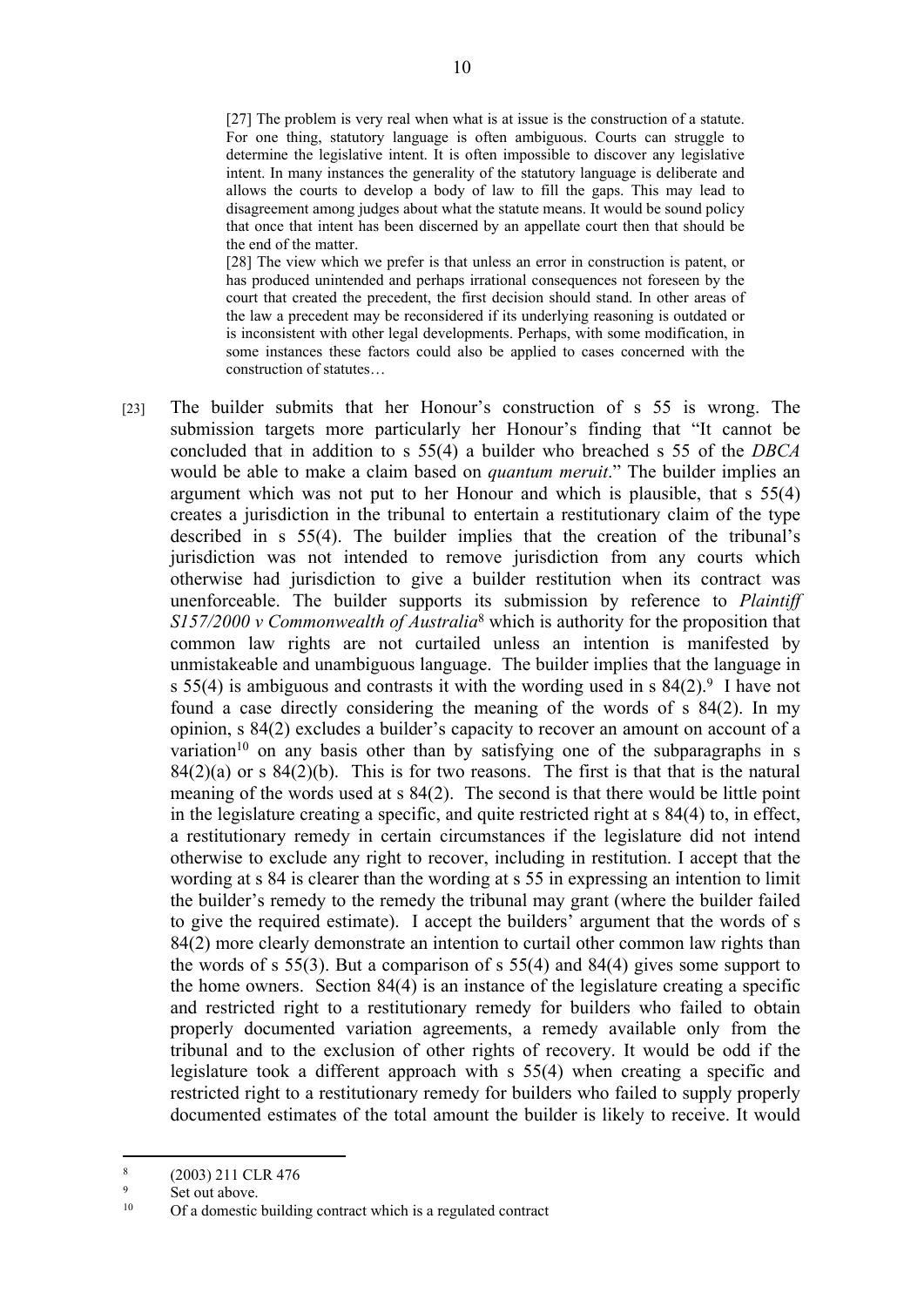> [27] The problem is very real when what is at issue is the construction of a statute. For one thing, statutory language is often ambiguous. Courts can struggle to determine the legislative intent. It is often impossible to discover any legislative intent. In many instances the generality of the statutory language is deliberate and allows the courts to develop a body of law to fill the gaps. This may lead to disagreement among judges about what the statute means. It would be sound policy that once that intent has been discerned by an appellate court then that should be the end of the matter.
>
> [28] The view which we prefer is that unless an error in construction is patent, or has produced unintended and perhaps irrational consequences not foreseen by the court that created the precedent, the first decision should stand. In other areas of the law a precedent may be reconsidered if its underlying reasoning is outdated or is inconsistent with other legal developments. Perhaps, with some modification, in some instances these factors could also be applied to cases concerned with the construction of statutes…

[23] The builder submits that her Honour's construction of s 55 is wrong. The submission targets more particularly her Honour's finding that "It cannot be concluded that in addition to s 55(4) a builder who breached s 55 of the *DBCA* would be able to make a claim based on *quantum meruit*." The builder implies an argument which was not put to her Honour and which is plausible, that s 55(4) creates a jurisdiction in the tribunal to entertain a restitutionary claim of the type described in s 55(4). The builder implies that the creation of the tribunal's jurisdiction was not intended to remove jurisdiction from any courts which otherwise had jurisdiction to give a builder restitution when its contract was unenforceable. The builder supports its submission by reference to *Plaintiff S157/2000 v Commonwealth of Australia*[8] which is authority for the proposition that common law rights are not curtailed unless an intention is manifested by unmistakeable and unambiguous language. The builder implies that the language in s 55(4) is ambiguous and contrasts it with the wording used in s 84(2).[9] I have not found a case directly considering the meaning of the words of s 84(2). In my opinion, s 84(2) excludes a builder's capacity to recover an amount on account of a variation[10] on any basis other than by satisfying one of the subparagraphs in s 84(2)(a) or s 84(2)(b). This is for two reasons. The first is that that is the natural meaning of the words used at s 84(2). The second is that there would be little point in the legislature creating a specific, and quite restricted right at s 84(4) to, in effect, a restitutionary remedy in certain circumstances if the legislature did not intend otherwise to exclude any right to recover, including in restitution. I accept that the wording at s 84 is clearer than the wording at s 55 in expressing an intention to limit the builder's remedy to the remedy the tribunal may grant (where the builder failed to give the required estimate). I accept the builders' argument that the words of s 84(2) more clearly demonstrate an intention to curtail other common law rights than the words of s 55(3). But a comparison of s 55(4) and 84(4) gives some support to the home owners. Section 84(4) is an instance of the legislature creating a specific and restricted right to a restitutionary remedy for builders who failed to obtain properly documented variation agreements, a remedy available only from the tribunal and to the exclusion of other rights of recovery. It would be odd if the legislature took a different approach with s 55(4) when creating a specific and restricted right to a restitutionary remedy for builders who failed to supply properly documented estimates of the total amount the builder is likely to receive. It would

---

[8] (2003) 211 CLR 476

[9] Set out above.

[10] Of a domestic building contract which is a regulated contract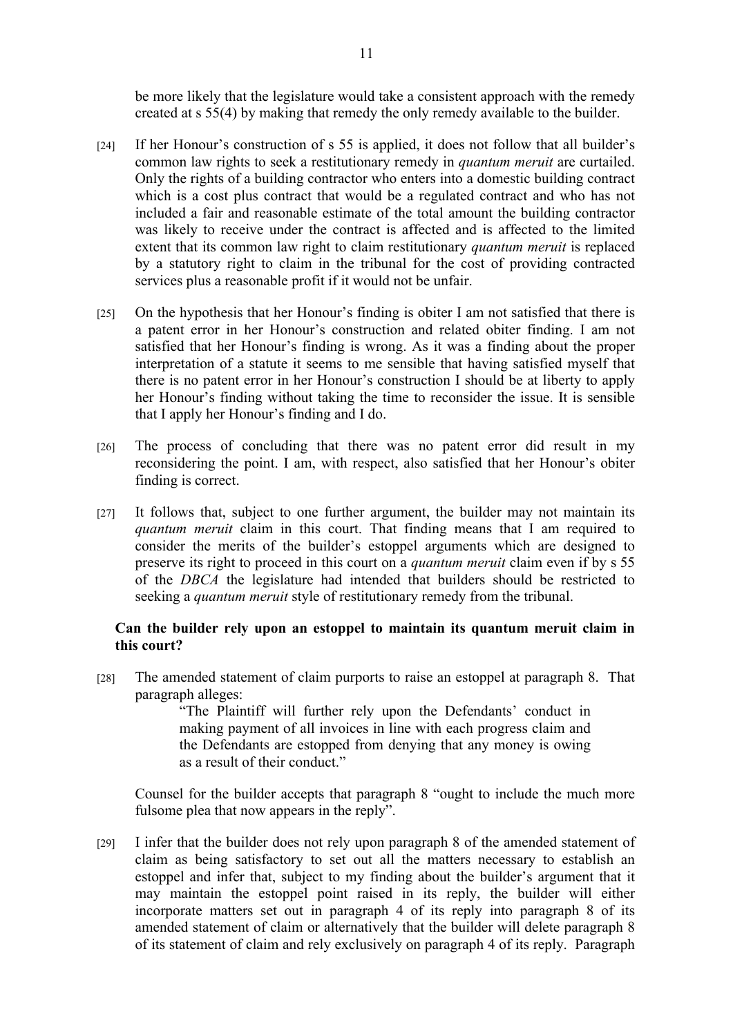be more likely that the legislature would take a consistent approach with the remedy created at s 55(4) by making that remedy the only remedy available to the builder.

[24] If her Honour's construction of s 55 is applied, it does not follow that all builder's common law rights to seek a restitutionary remedy in *quantum meruit* are curtailed. Only the rights of a building contractor who enters into a domestic building contract which is a cost plus contract that would be a regulated contract and who has not included a fair and reasonable estimate of the total amount the building contractor was likely to receive under the contract is affected and is affected to the limited extent that its common law right to claim restitutionary *quantum meruit* is replaced by a statutory right to claim in the tribunal for the cost of providing contracted services plus a reasonable profit if it would not be unfair.

[25] On the hypothesis that her Honour's finding is obiter I am not satisfied that there is a patent error in her Honour's construction and related obiter finding. I am not satisfied that her Honour's finding is wrong. As it was a finding about the proper interpretation of a statute it seems to me sensible that having satisfied myself that there is no patent error in her Honour's construction I should be at liberty to apply her Honour's finding without taking the time to reconsider the issue. It is sensible that I apply her Honour's finding and I do.

[26] The process of concluding that there was no patent error did result in my reconsidering the point. I am, with respect, also satisfied that her Honour's obiter finding is correct.

[27] It follows that, subject to one further argument, the builder may not maintain its *quantum meruit* claim in this court. That finding means that I am required to consider the merits of the builder's estoppel arguments which are designed to preserve its right to proceed in this court on a *quantum meruit* claim even if by s 55 of the *DBCA* the legislature had intended that builders should be restricted to seeking a *quantum meruit* style of restitutionary remedy from the tribunal.

### Can the builder rely upon an estoppel to maintain its quantum meruit claim in this court?

[28] The amended statement of claim purports to raise an estoppel at paragraph 8. That paragraph alleges:

> "The Plaintiff will further rely upon the Defendants' conduct in making payment of all invoices in line with each progress claim and the Defendants are estopped from denying that any money is owing as a result of their conduct."

Counsel for the builder accepts that paragraph 8 "ought to include the much more fulsome plea that now appears in the reply".

[29] I infer that the builder does not rely upon paragraph 8 of the amended statement of claim as being satisfactory to set out all the matters necessary to establish an estoppel and infer that, subject to my finding about the builder's argument that it may maintain the estoppel point raised in its reply, the builder will either incorporate matters set out in paragraph 4 of its reply into paragraph 8 of its amended statement of claim or alternatively that the builder will delete paragraph 8 of its statement of claim and rely exclusively on paragraph 4 of its reply. Paragraph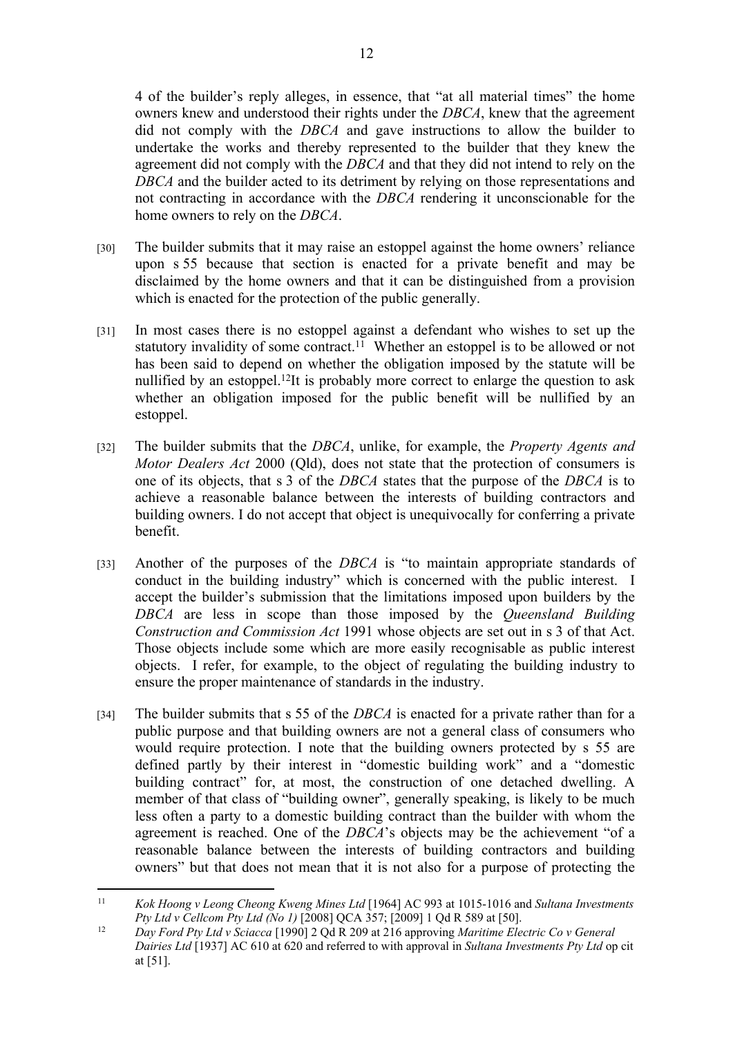4 of the builder's reply alleges, in essence, that "at all material times" the home owners knew and understood their rights under the *DBCA*, knew that the agreement did not comply with the *DBCA* and gave instructions to allow the builder to undertake the works and thereby represented to the builder that they knew the agreement did not comply with the *DBCA* and that they did not intend to rely on the *DBCA* and the builder acted to its detriment by relying on those representations and not contracting in accordance with the *DBCA* rendering it unconscionable for the home owners to rely on the *DBCA*.

[30] The builder submits that it may raise an estoppel against the home owners' reliance upon s 55 because that section is enacted for a private benefit and may be disclaimed by the home owners and that it can be distinguished from a provision which is enacted for the protection of the public generally.

[31] In most cases there is no estoppel against a defendant who wishes to set up the statutory invalidity of some contract.[11] Whether an estoppel is to be allowed or not has been said to depend on whether the obligation imposed by the statute will be nullified by an estoppel.[12] It is probably more correct to enlarge the question to ask whether an obligation imposed for the public benefit will be nullified by an estoppel.

[32] The builder submits that the *DBCA*, unlike, for example, the *Property Agents and Motor Dealers Act* 2000 (Qld), does not state that the protection of consumers is one of its objects, that s 3 of the *DBCA* states that the purpose of the *DBCA* is to achieve a reasonable balance between the interests of building contractors and building owners. I do not accept that object is unequivocally for conferring a private benefit.

[33] Another of the purposes of the *DBCA* is "to maintain appropriate standards of conduct in the building industry" which is concerned with the public interest. I accept the builder's submission that the limitations imposed upon builders by the *DBCA* are less in scope than those imposed by the *Queensland Building Construction and Commission Act* 1991 whose objects are set out in s 3 of that Act. Those objects include some which are more easily recognisable as public interest objects. I refer, for example, to the object of regulating the building industry to ensure the proper maintenance of standards in the industry.

[34] The builder submits that s 55 of the *DBCA* is enacted for a private rather than for a public purpose and that building owners are not a general class of consumers who would require protection. I note that the building owners protected by s 55 are defined partly by their interest in "domestic building work" and a "domestic building contract" for, at most, the construction of one detached dwelling. A member of that class of "building owner", generally speaking, is likely to be much less often a party to a domestic building contract than the builder with whom the agreement is reached. One of the *DBCA*'s objects may be the achievement "of a reasonable balance between the interests of building contractors and building owners" but that does not mean that it is not also for a purpose of protecting the

---

[11] *Kok Hoong v Leong Cheong Kweng Mines Ltd* [1964] AC 993 at 1015-1016 and *Sultana Investments Pty Ltd v Cellcom Pty Ltd (No 1)* [2008] QCA 357; [2009] 1 Qd R 589 at [50].

[12] *Day Ford Pty Ltd v Sciacca* [1990] 2 Qd R 209 at 216 approving *Maritime Electric Co v General Dairies Ltd* [1937] AC 610 at 620 and referred to with approval in *Sultana Investments Pty Ltd* op cit at [51].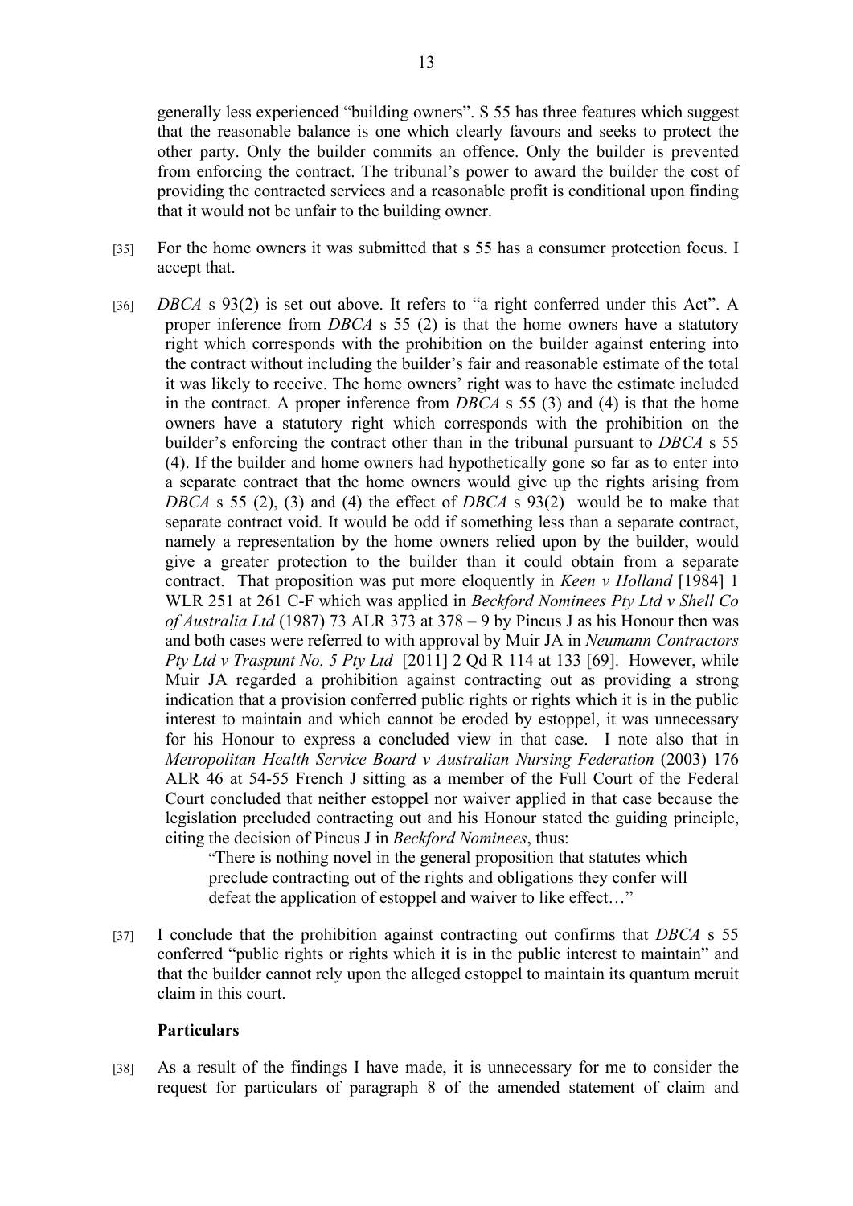generally less experienced "building owners". S 55 has three features which suggest that the reasonable balance is one which clearly favours and seeks to protect the other party. Only the builder commits an offence. Only the builder is prevented from enforcing the contract. The tribunal's power to award the builder the cost of providing the contracted services and a reasonable profit is conditional upon finding that it would not be unfair to the building owner.

[35] For the home owners it was submitted that s 55 has a consumer protection focus. I accept that.

[36] *DBCA* s 93(2) is set out above. It refers to "a right conferred under this Act". A proper inference from *DBCA* s 55 (2) is that the home owners have a statutory right which corresponds with the prohibition on the builder against entering into the contract without including the builder's fair and reasonable estimate of the total it was likely to receive. The home owners' right was to have the estimate included in the contract. A proper inference from *DBCA* s 55 (3) and (4) is that the home owners have a statutory right which corresponds with the prohibition on the builder's enforcing the contract other than in the tribunal pursuant to *DBCA* s 55 (4). If the builder and home owners had hypothetically gone so far as to enter into a separate contract that the home owners would give up the rights arising from *DBCA* s 55 (2), (3) and (4) the effect of *DBCA* s 93(2) would be to make that separate contract void. It would be odd if something less than a separate contract, namely a representation by the home owners relied upon by the builder, would give a greater protection to the builder than it could obtain from a separate contract. That proposition was put more eloquently in *Keen v Holland* [1984] 1 WLR 251 at 261 C-F which was applied in *Beckford Nominees Pty Ltd v Shell Co of Australia Ltd* (1987) 73 ALR 373 at 378 – 9 by Pincus J as his Honour then was and both cases were referred to with approval by Muir JA in *Neumann Contractors Pty Ltd v Traspunt No. 5 Pty Ltd* [2011] 2 Qd R 114 at 133 [69]. However, while Muir JA regarded a prohibition against contracting out as providing a strong indication that a provision conferred public rights or rights which it is in the public interest to maintain and which cannot be eroded by estoppel, it was unnecessary for his Honour to express a concluded view in that case. I note also that in *Metropolitan Health Service Board v Australian Nursing Federation* (2003) 176 ALR 46 at 54-55 French J sitting as a member of the Full Court of the Federal Court concluded that neither estoppel nor waiver applied in that case because the legislation precluded contracting out and his Honour stated the guiding principle, citing the decision of Pincus J in *Beckford Nominees*, thus:

> "There is nothing novel in the general proposition that statutes which preclude contracting out of the rights and obligations they confer will defeat the application of estoppel and waiver to like effect…"

[37] I conclude that the prohibition against contracting out confirms that *DBCA* s 55 conferred "public rights or rights which it is in the public interest to maintain" and that the builder cannot rely upon the alleged estoppel to maintain its quantum meruit claim in this court.

### Particulars

[38] As a result of the findings I have made, it is unnecessary for me to consider the request for particulars of paragraph 8 of the amended statement of claim and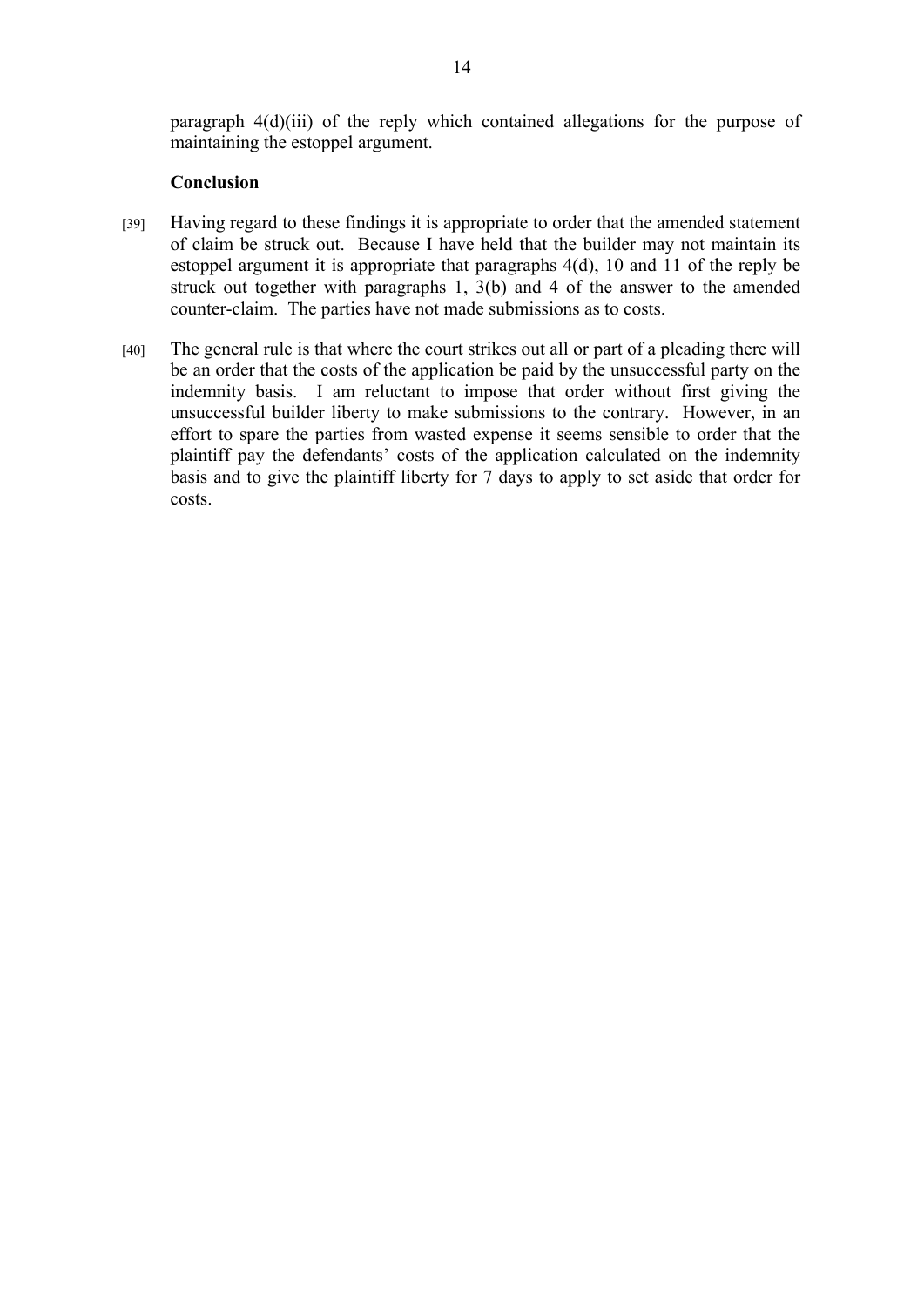paragraph 4(d)(iii) of the reply which contained allegations for the purpose of maintaining the estoppel argument.

**Conclusion**

[39] Having regard to these findings it is appropriate to order that the amended statement of claim be struck out. Because I have held that the builder may not maintain its estoppel argument it is appropriate that paragraphs 4(d), 10 and 11 of the reply be struck out together with paragraphs 1, 3(b) and 4 of the answer to the amended counter-claim. The parties have not made submissions as to costs.

[40] The general rule is that where the court strikes out all or part of a pleading there will be an order that the costs of the application be paid by the unsuccessful party on the indemnity basis. I am reluctant to impose that order without first giving the unsuccessful builder liberty to make submissions to the contrary. However, in an effort to spare the parties from wasted expense it seems sensible to order that the plaintiff pay the defendants' costs of the application calculated on the indemnity basis and to give the plaintiff liberty for 7 days to apply to set aside that order for costs.